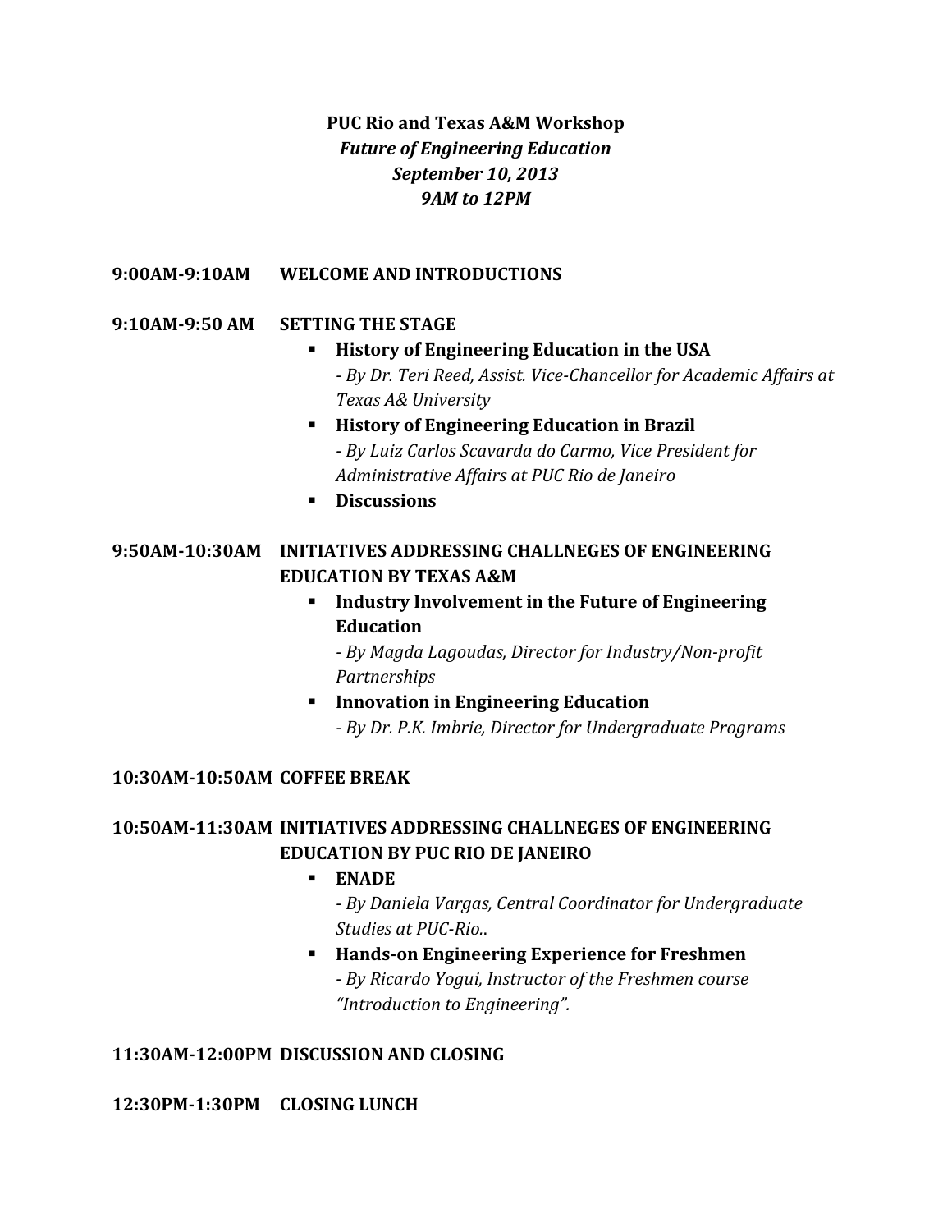**PUC Rio and Texas A&M Workshop**

***Future of Engineering Education***

***September 10, 2013***

***9AM to 12PM***

**9:00AM-9:10AM WELCOME AND INTRODUCTIONS**

**9:10AM-9:50 AM SETTING THE STAGE**

- **History of Engineering Education in the USA**
  *- By Dr. Teri Reed, Assist. Vice-Chancellor for Academic Affairs at Texas A& University*
- **History of Engineering Education in Brazil**
  *- By Luiz Carlos Scavarda do Carmo, Vice President for Administrative Affairs at PUC Rio de Janeiro*
- **Discussions**

**9:50AM-10:30AM INITIATIVES ADDRESSING CHALLNEGES OF ENGINEERING EDUCATION BY TEXAS A&M**

- **Industry Involvement in the Future of Engineering Education**
  *- By Magda Lagoudas, Director for Industry/Non-profit Partnerships*
- **Innovation in Engineering Education**
  *- By Dr. P.K. Imbrie, Director for Undergraduate Programs*

**10:30AM-10:50AM COFFEE BREAK**

**10:50AM-11:30AM INITIATIVES ADDRESSING CHALLNEGES OF ENGINEERING EDUCATION BY PUC RIO DE JANEIRO**

- **ENADE**
  *- By Daniela Vargas, Central Coordinator for Undergraduate Studies at PUC-Rio..*
- **Hands-on Engineering Experience for Freshmen**
  *- By Ricardo Yogui, Instructor of the Freshmen course "Introduction to Engineering".*

**11:30AM-12:00PM DISCUSSION AND CLOSING**

**12:30PM-1:30PM CLOSING LUNCH**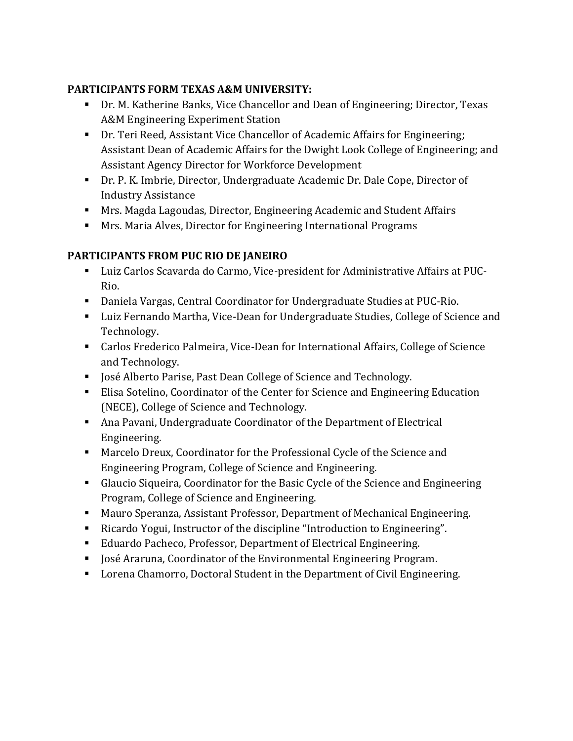**PARTICIPANTS FORM TEXAS A&M UNIVERSITY:**

- Dr. M. Katherine Banks, Vice Chancellor and Dean of Engineering; Director, Texas A&M Engineering Experiment Station
- Dr. Teri Reed, Assistant Vice Chancellor of Academic Affairs for Engineering; Assistant Dean of Academic Affairs for the Dwight Look College of Engineering; and Assistant Agency Director for Workforce Development
- Dr. P. K. Imbrie, Director, Undergraduate Academic Dr. Dale Cope, Director of Industry Assistance
- Mrs. Magda Lagoudas, Director, Engineering Academic and Student Affairs
- Mrs. Maria Alves, Director for Engineering International Programs

**PARTICIPANTS FROM PUC RIO DE JANEIRO**

- Luiz Carlos Scavarda do Carmo, Vice-president for Administrative Affairs at PUC-Rio.
- Daniela Vargas, Central Coordinator for Undergraduate Studies at PUC-Rio.
- Luiz Fernando Martha, Vice-Dean for Undergraduate Studies, College of Science and Technology.
- Carlos Frederico Palmeira, Vice-Dean for International Affairs, College of Science and Technology.
- José Alberto Parise, Past Dean College of Science and Technology.
- Elisa Sotelino, Coordinator of the Center for Science and Engineering Education (NECE), College of Science and Technology.
- Ana Pavani, Undergraduate Coordinator of the Department of Electrical Engineering.
- Marcelo Dreux, Coordinator for the Professional Cycle of the Science and Engineering Program, College of Science and Engineering.
- Glaucio Siqueira, Coordinator for the Basic Cycle of the Science and Engineering Program, College of Science and Engineering.
- Mauro Speranza, Assistant Professor, Department of Mechanical Engineering.
- Ricardo Yogui, Instructor of the discipline "Introduction to Engineering".
- Eduardo Pacheco, Professor, Department of Electrical Engineering.
- José Araruna, Coordinator of the Environmental Engineering Program.
- Lorena Chamorro, Doctoral Student in the Department of Civil Engineering.